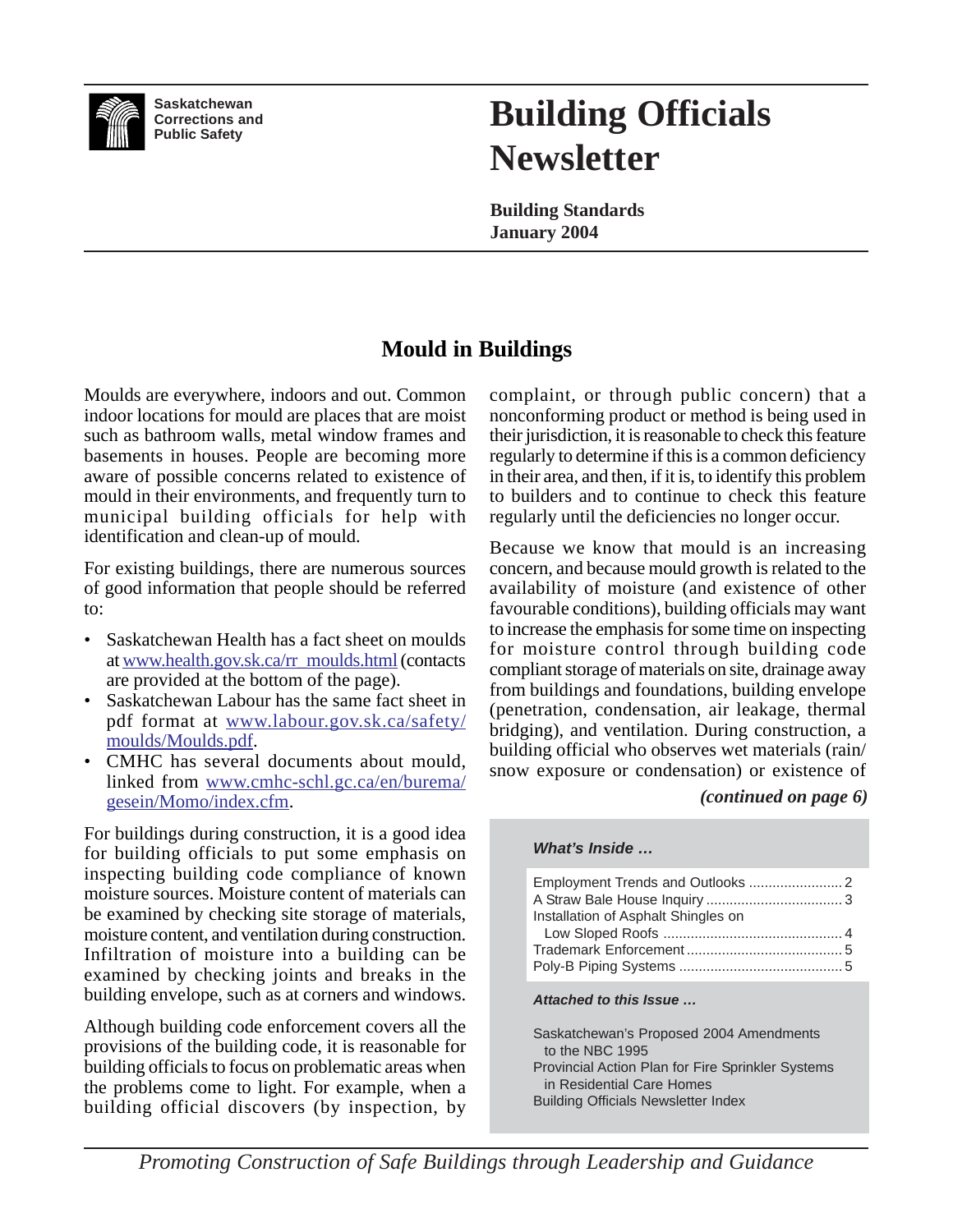Saskatchewan Corrections and Public Safety

# Building Officials Newsletter

**Building Standards**
**January 2004**

## Mould in Buildings

Moulds are everywhere, indoors and out. Common indoor locations for mould are places that are moist such as bathroom walls, metal window frames and basements in houses. People are becoming more aware of possible concerns related to existence of mould in their environments, and frequently turn to municipal building officials for help with identification and clean-up of mould.

For existing buildings, there are numerous sources of good information that people should be referred to:

- Saskatchewan Health has a fact sheet on moulds at www.health.gov.sk.ca/rr_moulds.html (contacts are provided at the bottom of the page).
- Saskatchewan Labour has the same fact sheet in pdf format at www.labour.gov.sk.ca/safety/moulds/Moulds.pdf.
- CMHC has several documents about mould, linked from www.cmhc-schl.gc.ca/en/burema/gesein/Momo/index.cfm.

For buildings during construction, it is a good idea for building officials to put some emphasis on inspecting building code compliance of known moisture sources. Moisture content of materials can be examined by checking site storage of materials, moisture content, and ventilation during construction. Infiltration of moisture into a building can be examined by checking joints and breaks in the building envelope, such as at corners and windows.

Although building code enforcement covers all the provisions of the building code, it is reasonable for building officials to focus on problematic areas when the problems come to light. For example, when a building official discovers (by inspection, by complaint, or through public concern) that a nonconforming product or method is being used in their jurisdiction, it is reasonable to check this feature regularly to determine if this is a common deficiency in their area, and then, if it is, to identify this problem to builders and to continue to check this feature regularly until the deficiencies no longer occur.

Because we know that mould is an increasing concern, and because mould growth is related to the availability of moisture (and existence of other favourable conditions), building officials may want to increase the emphasis for some time on inspecting for moisture control through building code compliant storage of materials on site, drainage away from buildings and foundations, building envelope (penetration, condensation, air leakage, thermal bridging), and ventilation. During construction, a building official who observes wet materials (rain/snow exposure or condensation) or existence of

***(continued on page 6)***

***What's Inside …***

| | |
|---|---|
| Employment Trends and Outlooks | 2 |
| A Straw Bale House Inquiry | 3 |
| Installation of Asphalt Shingles on Low Sloped Roofs | 4 |
| Trademark Enforcement | 5 |
| Poly-B Piping Systems | 5 |

***Attached to this Issue …***

Saskatchewan's Proposed 2004 Amendments to the NBC 1995
Provincial Action Plan for Fire Sprinkler Systems in Residential Care Homes
Building Officials Newsletter Index

*Promoting Construction of Safe Buildings through Leadership and Guidance*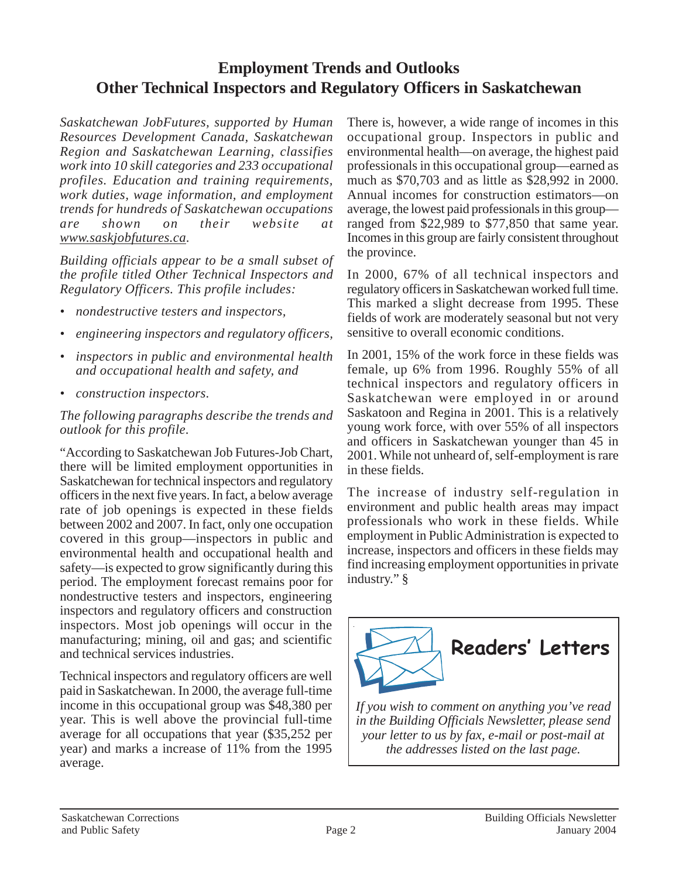## Employment Trends and Outlooks
## Other Technical Inspectors and Regulatory Officers in Saskatchewan

*Saskatchewan JobFutures, supported by Human Resources Development Canada, Saskatchewan Region and Saskatchewan Learning, classifies work into 10 skill categories and 233 occupational profiles. Education and training requirements, work duties, wage information, and employment trends for hundreds of Saskatchewan occupations are shown on their website at www.saskjobfutures.ca.*

*Building officials appear to be a small subset of the profile titled Other Technical Inspectors and Regulatory Officers. This profile includes:*

- *nondestructive testers and inspectors,*
- *engineering inspectors and regulatory officers,*
- *inspectors in public and environmental health and occupational health and safety, and*
- *construction inspectors.*

*The following paragraphs describe the trends and outlook for this profile.*

"According to Saskatchewan Job Futures-Job Chart, there will be limited employment opportunities in Saskatchewan for technical inspectors and regulatory officers in the next five years. In fact, a below average rate of job openings is expected in these fields between 2002 and 2007. In fact, only one occupation covered in this group—inspectors in public and environmental health and occupational health and safety—is expected to grow significantly during this period. The employment forecast remains poor for nondestructive testers and inspectors, engineering inspectors and regulatory officers and construction inspectors. Most job openings will occur in the manufacturing; mining, oil and gas; and scientific and technical services industries.

Technical inspectors and regulatory officers are well paid in Saskatchewan. In 2000, the average full-time income in this occupational group was $48,380 per year. This is well above the provincial full-time average for all occupations that year ($35,252 per year) and marks a increase of 11% from the 1995 average.

There is, however, a wide range of incomes in this occupational group. Inspectors in public and environmental health—on average, the highest paid professionals in this occupational group—earned as much as $70,703 and as little as $28,992 in 2000. Annual incomes for construction estimators—on average, the lowest paid professionals in this group—ranged from $22,989 to $77,850 that same year. Incomes in this group are fairly consistent throughout the province.

In 2000, 67% of all technical inspectors and regulatory officers in Saskatchewan worked full time. This marked a slight decrease from 1995. These fields of work are moderately seasonal but not very sensitive to overall economic conditions.

In 2001, 15% of the work force in these fields was female, up 6% from 1996. Roughly 55% of all technical inspectors and regulatory officers in Saskatchewan were employed in or around Saskatoon and Regina in 2001. This is a relatively young work force, with over 55% of all inspectors and officers in Saskatchewan younger than 45 in 2001. While not unheard of, self-employment is rare in these fields.

The increase of industry self-regulation in environment and public health areas may impact professionals who work in these fields. While employment in Public Administration is expected to increase, inspectors and officers in these fields may find increasing employment opportunities in private industry." §

## Readers' Letters

*If you wish to comment on anything you've read in the Building Officials Newsletter, please send your letter to us by fax, e-mail or post-mail at the addresses listed on the last page.*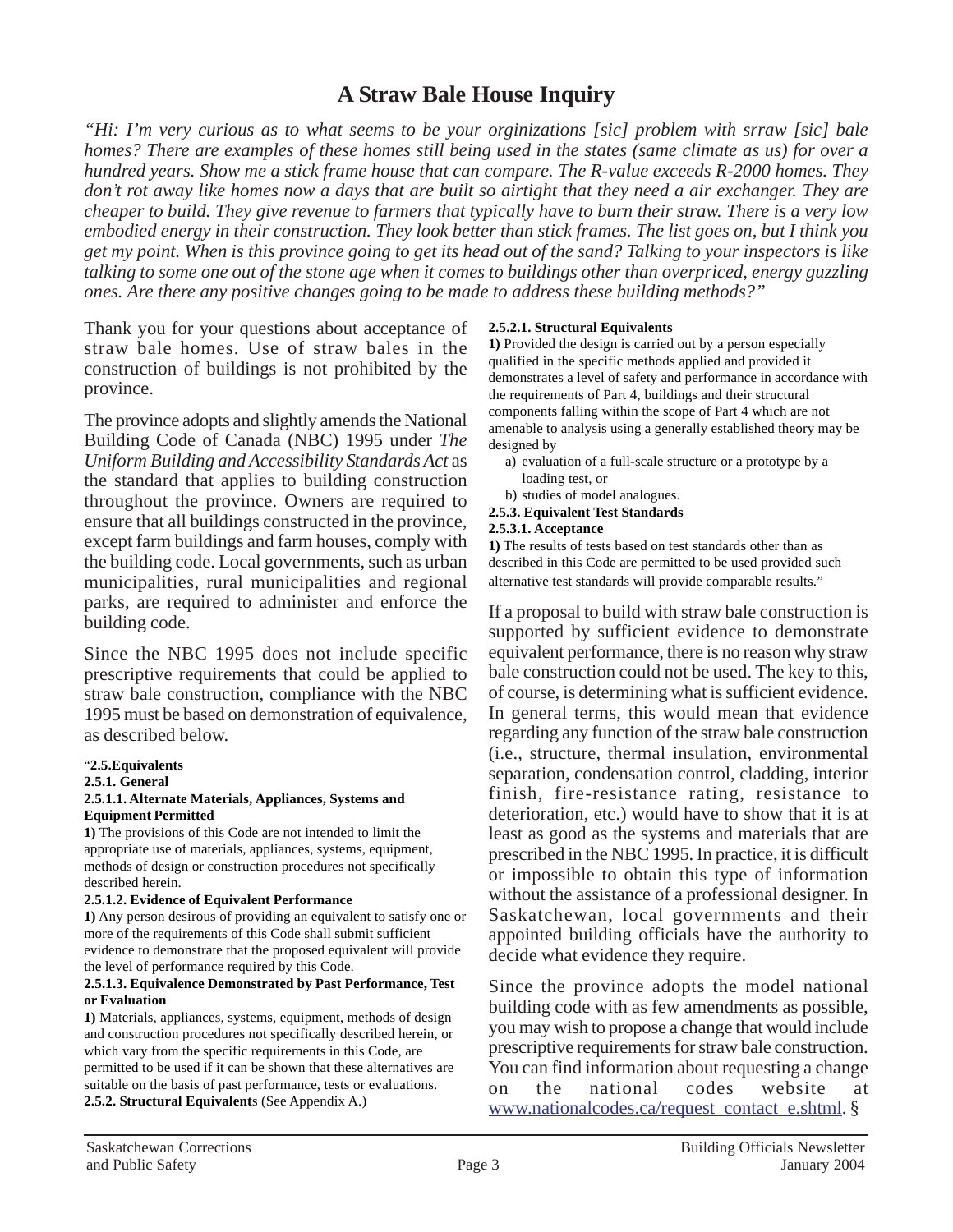# A Straw Bale House Inquiry

*"Hi: I'm very curious as to what seems to be your orginizations [sic] problem with srraw [sic] bale homes? There are examples of these homes still being used in the states (same climate as us) for over a hundred years. Show me a stick frame house that can compare. The R-value exceeds R-2000 homes. They don't rot away like homes now a days that are built so airtight that they need a air exchanger. They are cheaper to build. They give revenue to farmers that typically have to burn their straw. There is a very low embodied energy in their construction. They look better than stick frames. The list goes on, but I think you get my point. When is this province going to get its head out of the sand? Talking to your inspectors is like talking to some one out of the stone age when it comes to buildings other than overpriced, energy guzzling ones. Are there any positive changes going to be made to address these building methods?"*

Thank you for your questions about acceptance of straw bale homes. Use of straw bales in the construction of buildings is not prohibited by the province.

The province adopts and slightly amends the National Building Code of Canada (NBC) 1995 under *The Uniform Building and Accessibility Standards Act* as the standard that applies to building construction throughout the province. Owners are required to ensure that all buildings constructed in the province, except farm buildings and farm houses, comply with the building code. Local governments, such as urban municipalities, rural municipalities and regional parks, are required to administer and enforce the building code.

Since the NBC 1995 does not include specific prescriptive requirements that could be applied to straw bale construction, compliance with the NBC 1995 must be based on demonstration of equivalence, as described below.

"**2.5.Equivalents**

**2.5.1. General**

**2.5.1.1. Alternate Materials, Appliances, Systems and Equipment Permitted**

**1)** The provisions of this Code are not intended to limit the appropriate use of materials, appliances, systems, equipment, methods of design or construction procedures not specifically described herein.

**2.5.1.2. Evidence of Equivalent Performance**

**1)** Any person desirous of providing an equivalent to satisfy one or more of the requirements of this Code shall submit sufficient evidence to demonstrate that the proposed equivalent will provide the level of performance required by this Code.

**2.5.1.3. Equivalence Demonstrated by Past Performance, Test or Evaluation**

**1)** Materials, appliances, systems, equipment, methods of design and construction procedures not specifically described herein, or which vary from the specific requirements in this Code, are permitted to be used if it can be shown that these alternatives are suitable on the basis of past performance, tests or evaluations.

**2.5.2. Structural Equivalents** (See Appendix A.)

**2.5.2.1. Structural Equivalents**

**1)** Provided the design is carried out by a person especially qualified in the specific methods applied and provided it demonstrates a level of safety and performance in accordance with the requirements of Part 4, buildings and their structural components falling within the scope of Part 4 which are not amenable to analysis using a generally established theory may be designed by

a) evaluation of a full-scale structure or a prototype by a loading test, or

b) studies of model analogues.

**2.5.3. Equivalent Test Standards**

**2.5.3.1. Acceptance**

**1)** The results of tests based on test standards other than as described in this Code are permitted to be used provided such alternative test standards will provide comparable results."

If a proposal to build with straw bale construction is supported by sufficient evidence to demonstrate equivalent performance, there is no reason why straw bale construction could not be used. The key to this, of course, is determining what is sufficient evidence. In general terms, this would mean that evidence regarding any function of the straw bale construction (i.e., structure, thermal insulation, environmental separation, condensation control, cladding, interior finish, fire-resistance rating, resistance to deterioration, etc.) would have to show that it is at least as good as the systems and materials that are prescribed in the NBC 1995. In practice, it is difficult or impossible to obtain this type of information without the assistance of a professional designer. In Saskatchewan, local governments and their appointed building officials have the authority to decide what evidence they require.

Since the province adopts the model national building code with as few amendments as possible, you may wish to propose a change that would include prescriptive requirements for straw bale construction. You can find information about requesting a change on the national codes website at www.nationalcodes.ca/request_contact_e.shtml. §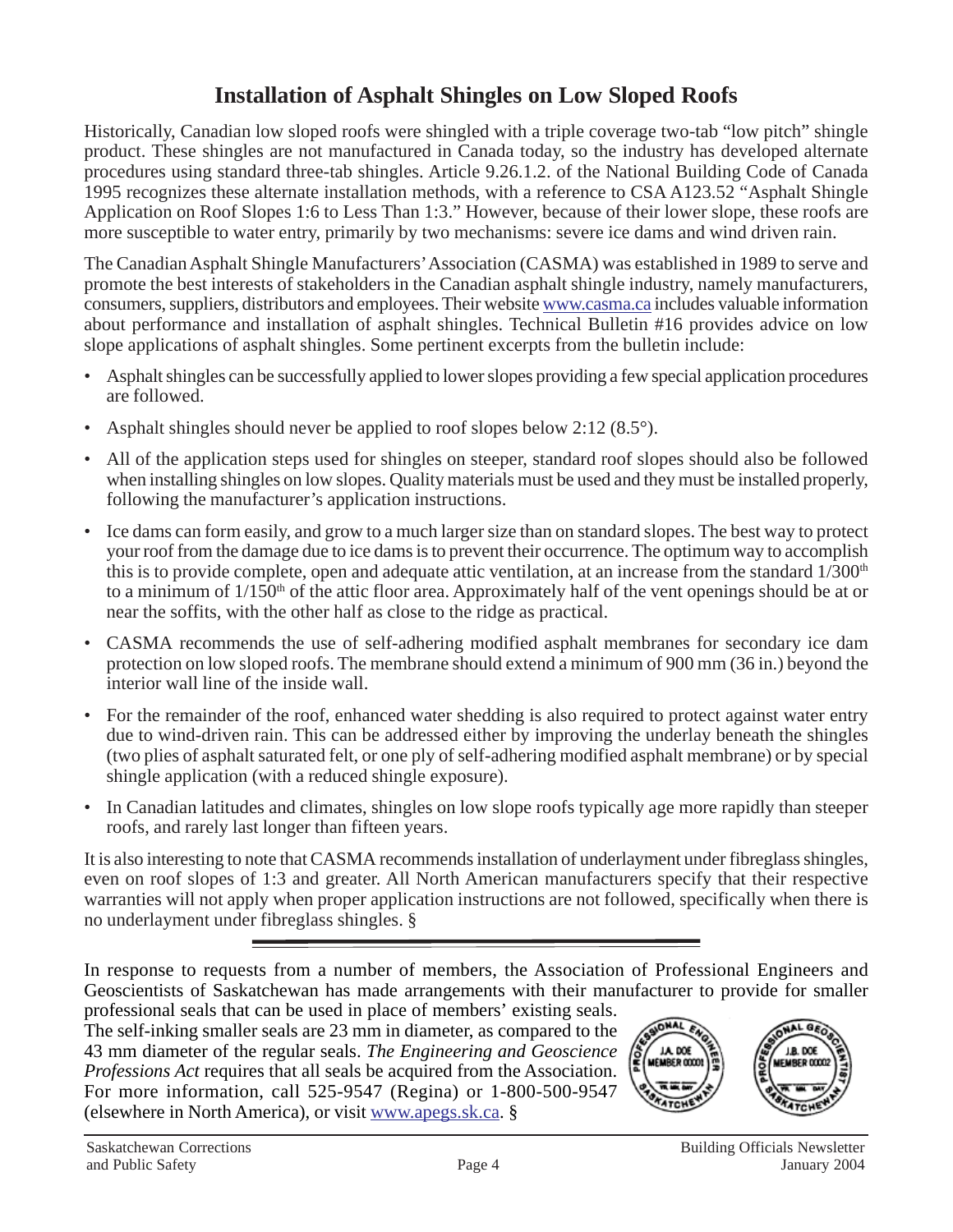## Installation of Asphalt Shingles on Low Sloped Roofs

Historically, Canadian low sloped roofs were shingled with a triple coverage two-tab "low pitch" shingle product. These shingles are not manufactured in Canada today, so the industry has developed alternate procedures using standard three-tab shingles. Article 9.26.1.2. of the National Building Code of Canada 1995 recognizes these alternate installation methods, with a reference to CSA A123.52 "Asphalt Shingle Application on Roof Slopes 1:6 to Less Than 1:3." However, because of their lower slope, these roofs are more susceptible to water entry, primarily by two mechanisms: severe ice dams and wind driven rain.

The Canadian Asphalt Shingle Manufacturers' Association (CASMA) was established in 1989 to serve and promote the best interests of stakeholders in the Canadian asphalt shingle industry, namely manufacturers, consumers, suppliers, distributors and employees. Their website www.casma.ca includes valuable information about performance and installation of asphalt shingles. Technical Bulletin #16 provides advice on low slope applications of asphalt shingles. Some pertinent excerpts from the bulletin include:

- Asphalt shingles can be successfully applied to lower slopes providing a few special application procedures are followed.
- Asphalt shingles should never be applied to roof slopes below 2:12 (8.5°).
- All of the application steps used for shingles on steeper, standard roof slopes should also be followed when installing shingles on low slopes. Quality materials must be used and they must be installed properly, following the manufacturer's application instructions.
- Ice dams can form easily, and grow to a much larger size than on standard slopes. The best way to protect your roof from the damage due to ice dams is to prevent their occurrence. The optimum way to accomplish this is to provide complete, open and adequate attic ventilation, at an increase from the standard 1/300th to a minimum of 1/150th of the attic floor area. Approximately half of the vent openings should be at or near the soffits, with the other half as close to the ridge as practical.
- CASMA recommends the use of self-adhering modified asphalt membranes for secondary ice dam protection on low sloped roofs. The membrane should extend a minimum of 900 mm (36 in.) beyond the interior wall line of the inside wall.
- For the remainder of the roof, enhanced water shedding is also required to protect against water entry due to wind-driven rain. This can be addressed either by improving the underlay beneath the shingles (two plies of asphalt saturated felt, or one ply of self-adhering modified asphalt membrane) or by special shingle application (with a reduced shingle exposure).
- In Canadian latitudes and climates, shingles on low slope roofs typically age more rapidly than steeper roofs, and rarely last longer than fifteen years.

It is also interesting to note that CASMA recommends installation of underlayment under fibreglass shingles, even on roof slopes of 1:3 and greater. All North American manufacturers specify that their respective warranties will not apply when proper application instructions are not followed, specifically when there is no underlayment under fibreglass shingles. §

---

In response to requests from a number of members, the Association of Professional Engineers and Geoscientists of Saskatchewan has made arrangements with their manufacturer to provide for smaller professional seals that can be used in place of members' existing seals. The self-inking smaller seals are 23 mm in diameter, as compared to the 43 mm diameter of the regular seals. *The Engineering and Geoscience Professions Act* requires that all seals be acquired from the Association. For more information, call 525-9547 (Regina) or 1-800-500-9547 (elsewhere in North America), or visit www.apegs.sk.ca. §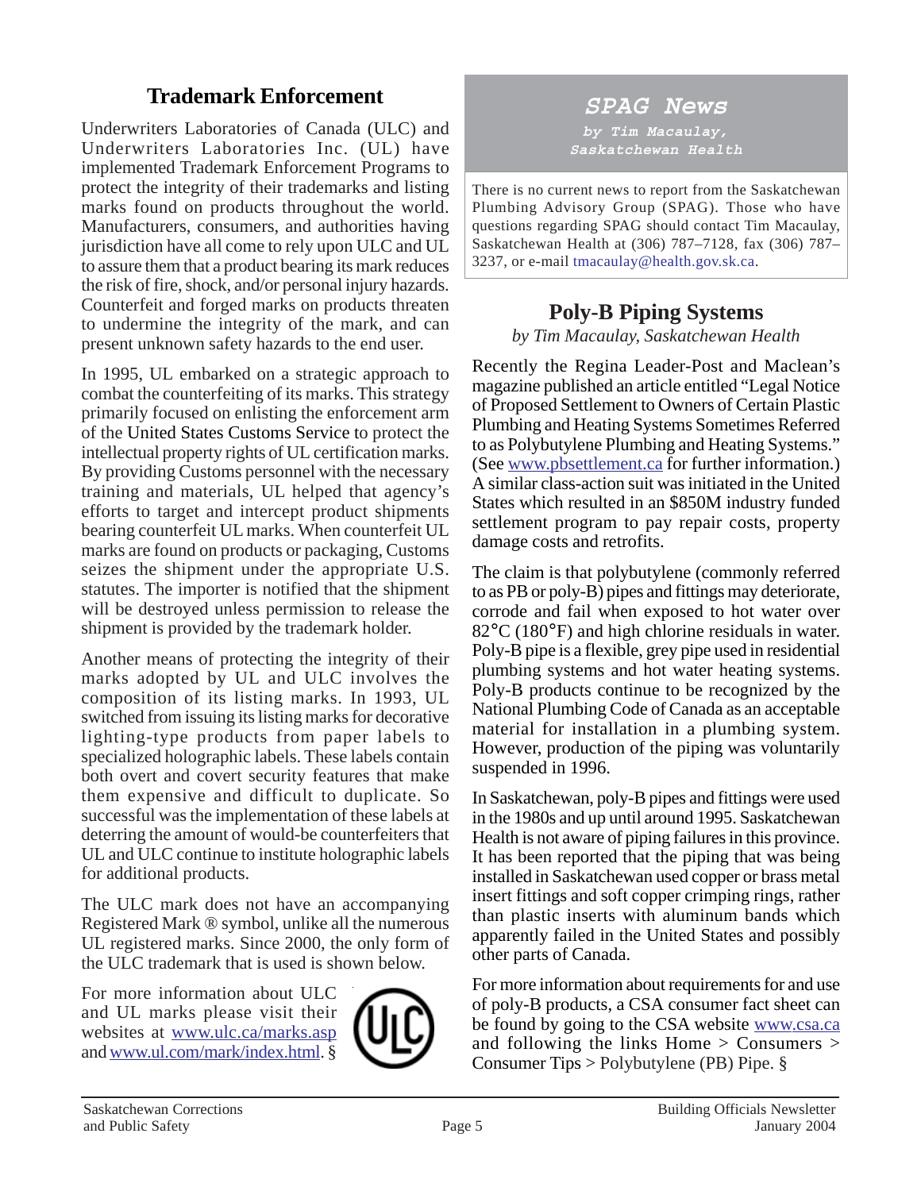## Trademark Enforcement

Underwriters Laboratories of Canada (ULC) and Underwriters Laboratories Inc. (UL) have implemented Trademark Enforcement Programs to protect the integrity of their trademarks and listing marks found on products throughout the world. Manufacturers, consumers, and authorities having jurisdiction have all come to rely upon ULC and UL to assure them that a product bearing its mark reduces the risk of fire, shock, and/or personal injury hazards. Counterfeit and forged marks on products threaten to undermine the integrity of the mark, and can present unknown safety hazards to the end user.

In 1995, UL embarked on a strategic approach to combat the counterfeiting of its marks. This strategy primarily focused on enlisting the enforcement arm of the United States Customs Service to protect the intellectual property rights of UL certification marks. By providing Customs personnel with the necessary training and materials, UL helped that agency's efforts to target and intercept product shipments bearing counterfeit UL marks. When counterfeit UL marks are found on products or packaging, Customs seizes the shipment under the appropriate U.S. statutes. The importer is notified that the shipment will be destroyed unless permission to release the shipment is provided by the trademark holder.

Another means of protecting the integrity of their marks adopted by UL and ULC involves the composition of its listing marks. In 1993, UL switched from issuing its listing marks for decorative lighting-type products from paper labels to specialized holographic labels. These labels contain both overt and covert security features that make them expensive and difficult to duplicate. So successful was the implementation of these labels at deterring the amount of would-be counterfeiters that UL and ULC continue to institute holographic labels for additional products.

The ULC mark does not have an accompanying Registered Mark ® symbol, unlike all the numerous UL registered marks. Since 2000, the only form of the ULC trademark that is used is shown below.

For more information about ULC and UL marks please visit their websites at www.ulc.ca/marks.asp and www.ul.com/mark/index.html. §

## *SPAG News*

*by Tim Macaulay, Saskatchewan Health*

There is no current news to report from the Saskatchewan Plumbing Advisory Group (SPAG). Those who have questions regarding SPAG should contact Tim Macaulay, Saskatchewan Health at (306) 787–7128, fax (306) 787–3237, or e-mail tmacaulay@health.gov.sk.ca.

## Poly-B Piping Systems

*by Tim Macaulay, Saskatchewan Health*

Recently the Regina Leader-Post and Maclean's magazine published an article entitled "Legal Notice of Proposed Settlement to Owners of Certain Plastic Plumbing and Heating Systems Sometimes Referred to as Polybutylene Plumbing and Heating Systems." (See www.pbsettlement.ca for further information.) A similar class-action suit was initiated in the United States which resulted in an $850M industry funded settlement program to pay repair costs, property damage costs and retrofits.

The claim is that polybutylene (commonly referred to as PB or poly-B) pipes and fittings may deteriorate, corrode and fail when exposed to hot water over 82°C (180°F) and high chlorine residuals in water. Poly-B pipe is a flexible, grey pipe used in residential plumbing systems and hot water heating systems. Poly-B products continue to be recognized by the National Plumbing Code of Canada as an acceptable material for installation in a plumbing system. However, production of the piping was voluntarily suspended in 1996.

In Saskatchewan, poly-B pipes and fittings were used in the 1980s and up until around 1995. Saskatchewan Health is not aware of piping failures in this province. It has been reported that the piping that was being installed in Saskatchewan used copper or brass metal insert fittings and soft copper crimping rings, rather than plastic inserts with aluminum bands which apparently failed in the United States and possibly other parts of Canada.

For more information about requirements for and use of poly-B products, a CSA consumer fact sheet can be found by going to the CSA website www.csa.ca and following the links Home > Consumers > Consumer Tips > Polybutylene (PB) Pipe. §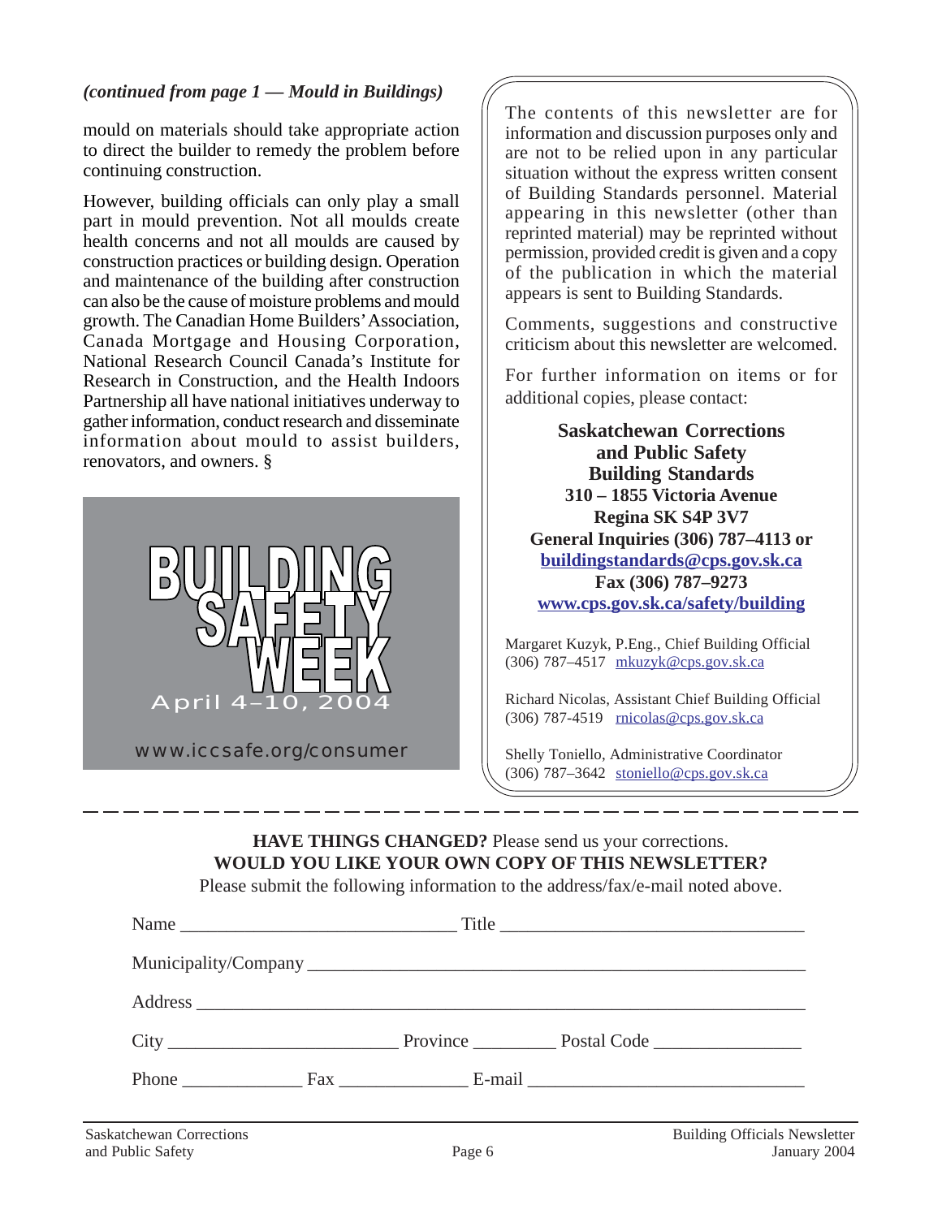*(continued from page 1 — Mould in Buildings)*

mould on materials should take appropriate action to direct the builder to remedy the problem before continuing construction.

However, building officials can only play a small part in mould prevention. Not all moulds create health concerns and not all moulds are caused by construction practices or building design. Operation and maintenance of the building after construction can also be the cause of moisture problems and mould growth. The Canadian Home Builders' Association, Canada Mortgage and Housing Corporation, National Research Council Canada's Institute for Research in Construction, and the Health Indoors Partnership all have national initiatives underway to gather information, conduct research and disseminate information about mould to assist builders, renovators, and owners. §

BUILDING SAFETY WEEK

April 4–10, 2004

www.iccsafe.org/consumer

The contents of this newsletter are for information and discussion purposes only and are not to be relied upon in any particular situation without the express written consent of Building Standards personnel. Material appearing in this newsletter (other than reprinted material) may be reprinted without permission, provided credit is given and a copy of the publication in which the material appears is sent to Building Standards.

Comments, suggestions and constructive criticism about this newsletter are welcomed.

For further information on items or for additional copies, please contact:

**Saskatchewan Corrections and Public Safety**
**Building Standards**
**310 – 1855 Victoria Avenue**
**Regina SK S4P 3V7**
**General Inquiries (306) 787–4113 or**
**buildingstandards@cps.gov.sk.ca**
**Fax (306) 787–9273**
**www.cps.gov.sk.ca/safety/building**

Margaret Kuzyk, P.Eng., Chief Building Official
(306) 787–4517 mkuzyk@cps.gov.sk.ca

Richard Nicolas, Assistant Chief Building Official
(306) 787-4519 rnicolas@cps.gov.sk.ca

Shelly Toniello, Administrative Coordinator
(306) 787–3642 stoniello@cps.gov.sk.ca

---

**HAVE THINGS CHANGED?** Please send us your corrections.
**WOULD YOU LIKE YOUR OWN COPY OF THIS NEWSLETTER?**
Please submit the following information to the address/fax/e-mail noted above.

Name ______________________________ Title ________________________________

Municipality/Company ______________________________________________________

Address ___________________________________________________________________

City ________________________ Province ________ Postal Code _______________

Phone ____________ Fax _____________ E-mail ____________________________